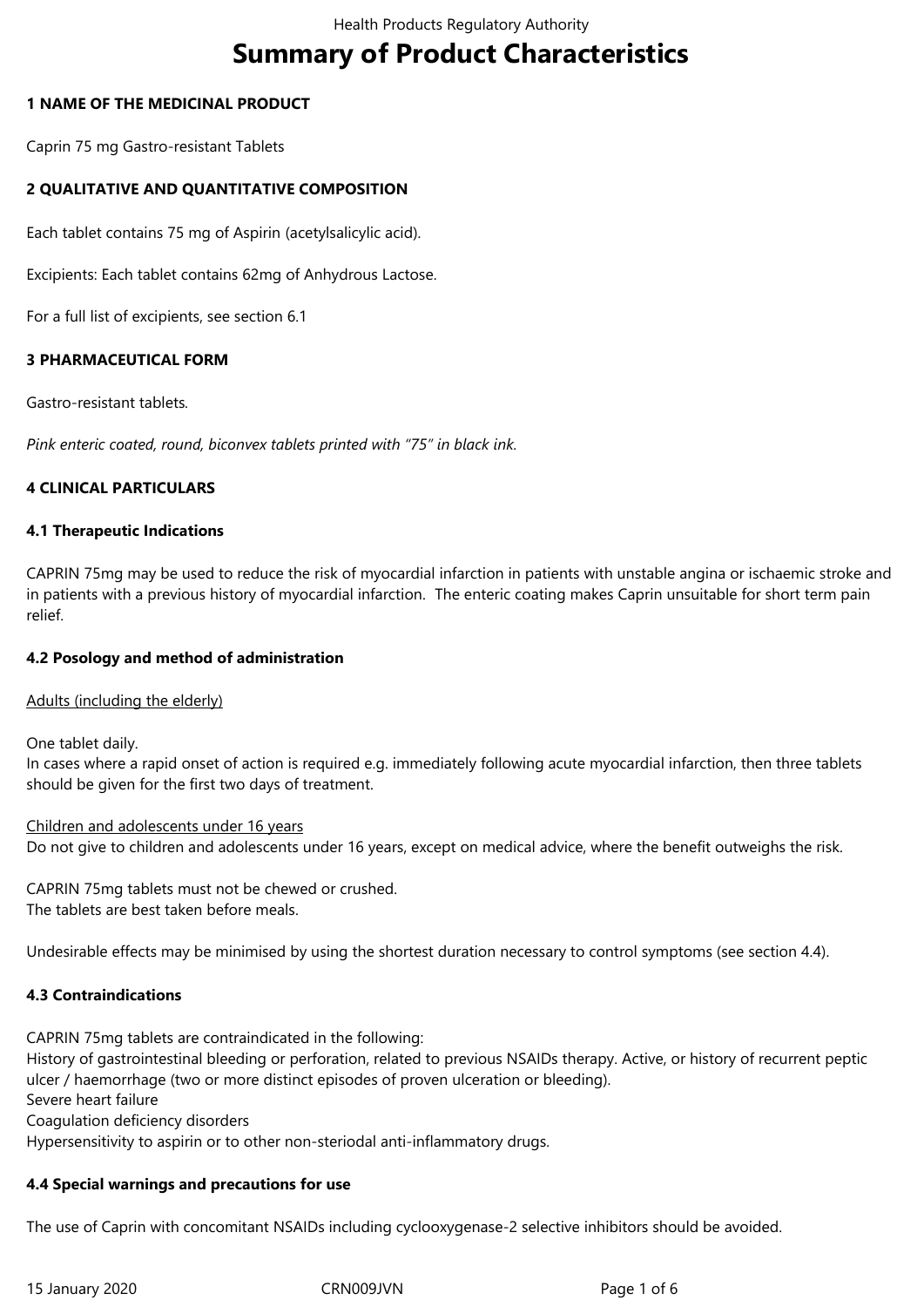# Summary of Product Characteristics

## 1 NAME OF THE MEDICINAL PRODUCT

Caprin 75 mg Gastro-resistant Tablets

## 2 QUALITATIVE AND QUANTITATIVE COMPOSITION

Each tablet contains 75 mg of Aspirin (acetylsalicylic acid).

Excipients: Each tablet contains 62mg of Anhydrous Lactose.

For a full list of excipients, see section 6.1

## 3 PHARMACEUTICAL FORM

Gastro-resistant tablets.

*Pink enteric coated, round, biconvex tablets printed with "75" in black ink.*

## 4 CLINICAL PARTICULARS

### 4.1 Therapeutic Indications

CAPRIN 75mg may be used to reduce the risk of myocardial infarction in patients with unstable angina or ischaemic stroke and in patients with a previous history of myocardial infarction. The enteric coating makes Caprin unsuitable for short term pain relief.

### 4.2 Posology and method of administration

Adults (including the elderly)

One tablet daily.
In cases where a rapid onset of action is required e.g. immediately following acute myocardial infarction, then three tablets should be given for the first two days of treatment.

Children and adolescents under 16 years
Do not give to children and adolescents under 16 years, except on medical advice, where the benefit outweighs the risk.

CAPRIN 75mg tablets must not be chewed or crushed.
The tablets are best taken before meals.

Undesirable effects may be minimised by using the shortest duration necessary to control symptoms (see section 4.4).

### 4.3 Contraindications

CAPRIN 75mg tablets are contraindicated in the following:
History of gastrointestinal bleeding or perforation, related to previous NSAIDs therapy. Active, or history of recurrent peptic ulcer / haemorrhage (two or more distinct episodes of proven ulceration or bleeding).
Severe heart failure
Coagulation deficiency disorders
Hypersensitivity to aspirin or to other non-steriodal anti-inflammatory drugs.

### 4.4 Special warnings and precautions for use

The use of Caprin with concomitant NSAIDs including cyclooxygenase-2 selective inhibitors should be avoided.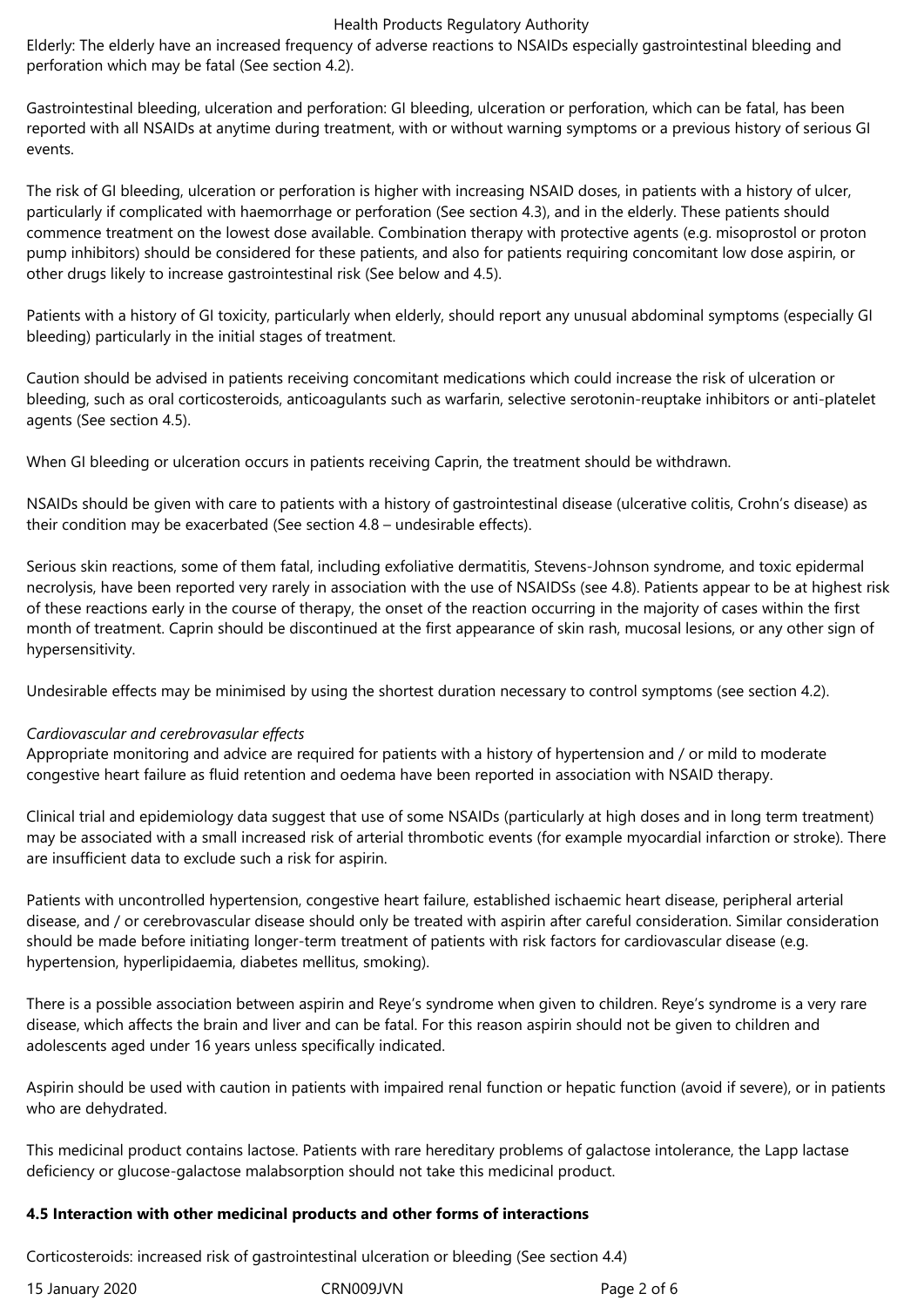Elderly: The elderly have an increased frequency of adverse reactions to NSAIDs especially gastrointestinal bleeding and perforation which may be fatal (See section 4.2).

Gastrointestinal bleeding, ulceration and perforation: GI bleeding, ulceration or perforation, which can be fatal, has been reported with all NSAIDs at anytime during treatment, with or without warning symptoms or a previous history of serious GI events.

The risk of GI bleeding, ulceration or perforation is higher with increasing NSAID doses, in patients with a history of ulcer, particularly if complicated with haemorrhage or perforation (See section 4.3), and in the elderly. These patients should commence treatment on the lowest dose available. Combination therapy with protective agents (e.g. misoprostol or proton pump inhibitors) should be considered for these patients, and also for patients requiring concomitant low dose aspirin, or other drugs likely to increase gastrointestinal risk (See below and 4.5).

Patients with a history of GI toxicity, particularly when elderly, should report any unusual abdominal symptoms (especially GI bleeding) particularly in the initial stages of treatment.

Caution should be advised in patients receiving concomitant medications which could increase the risk of ulceration or bleeding, such as oral corticosteroids, anticoagulants such as warfarin, selective serotonin-reuptake inhibitors or anti-platelet agents (See section 4.5).

When GI bleeding or ulceration occurs in patients receiving Caprin, the treatment should be withdrawn.

NSAIDs should be given with care to patients with a history of gastrointestinal disease (ulcerative colitis, Crohn's disease) as their condition may be exacerbated (See section 4.8 – undesirable effects).

Serious skin reactions, some of them fatal, including exfoliative dermatitis, Stevens-Johnson syndrome, and toxic epidermal necrolysis, have been reported very rarely in association with the use of NSAIDSs (see 4.8). Patients appear to be at highest risk of these reactions early in the course of therapy, the onset of the reaction occurring in the majority of cases within the first month of treatment. Caprin should be discontinued at the first appearance of skin rash, mucosal lesions, or any other sign of hypersensitivity.

Undesirable effects may be minimised by using the shortest duration necessary to control symptoms (see section 4.2).

*Cardiovascular and cerebrovasular effects*
Appropriate monitoring and advice are required for patients with a history of hypertension and / or mild to moderate congestive heart failure as fluid retention and oedema have been reported in association with NSAID therapy.

Clinical trial and epidemiology data suggest that use of some NSAIDs (particularly at high doses and in long term treatment) may be associated with a small increased risk of arterial thrombotic events (for example myocardial infarction or stroke). There are insufficient data to exclude such a risk for aspirin.

Patients with uncontrolled hypertension, congestive heart failure, established ischaemic heart disease, peripheral arterial disease, and / or cerebrovascular disease should only be treated with aspirin after careful consideration. Similar consideration should be made before initiating longer-term treatment of patients with risk factors for cardiovascular disease (e.g. hypertension, hyperlipidaemia, diabetes mellitus, smoking).

There is a possible association between aspirin and Reye's syndrome when given to children. Reye's syndrome is a very rare disease, which affects the brain and liver and can be fatal. For this reason aspirin should not be given to children and adolescents aged under 16 years unless specifically indicated.

Aspirin should be used with caution in patients with impaired renal function or hepatic function (avoid if severe), or in patients who are dehydrated.

This medicinal product contains lactose. Patients with rare hereditary problems of galactose intolerance, the Lapp lactase deficiency or glucose-galactose malabsorption should not take this medicinal product.

**4.5 Interaction with other medicinal products and other forms of interactions**

Corticosteroids: increased risk of gastrointestinal ulceration or bleeding (See section 4.4)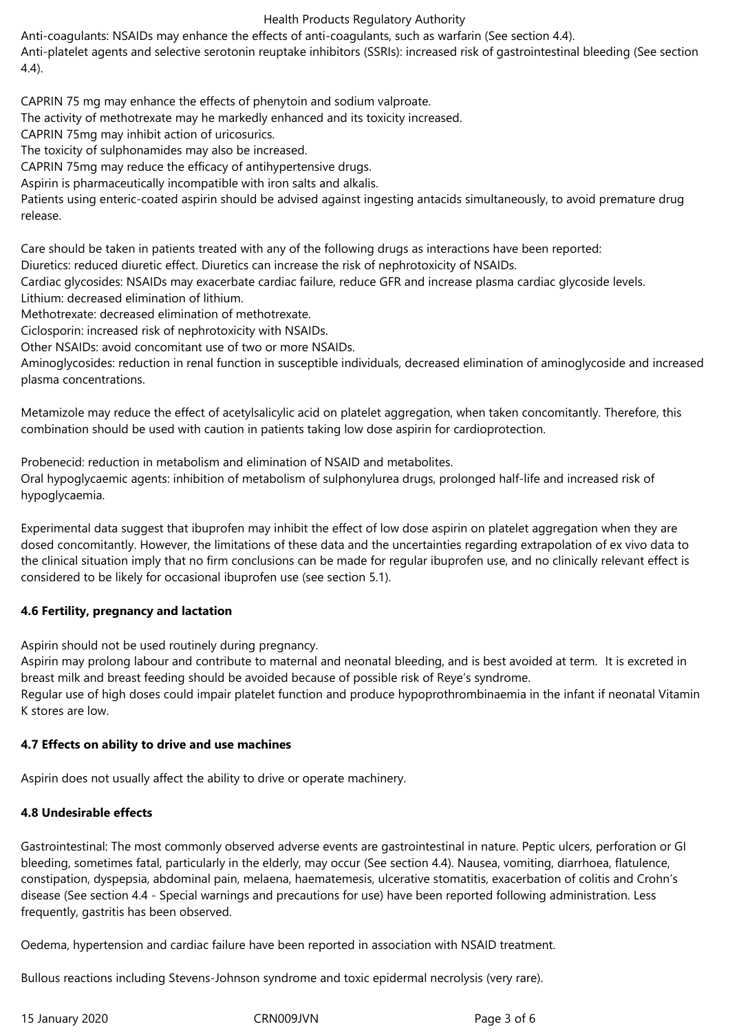Anti-coagulants: NSAIDs may enhance the effects of anti-coagulants, such as warfarin (See section 4.4).
Anti-platelet agents and selective serotonin reuptake inhibitors (SSRIs): increased risk of gastrointestinal bleeding (See section 4.4).

CAPRIN 75 mg may enhance the effects of phenytoin and sodium valproate.
The activity of methotrexate may he markedly enhanced and its toxicity increased.
CAPRIN 75mg may inhibit action of uricosurics.
The toxicity of sulphonamides may also be increased.
CAPRIN 75mg may reduce the efficacy of antihypertensive drugs.
Aspirin is pharmaceutically incompatible with iron salts and alkalis.
Patients using enteric-coated aspirin should be advised against ingesting antacids simultaneously, to avoid premature drug release.

Care should be taken in patients treated with any of the following drugs as interactions have been reported:
Diuretics: reduced diuretic effect. Diuretics can increase the risk of nephrotoxicity of NSAIDs.
Cardiac glycosides: NSAIDs may exacerbate cardiac failure, reduce GFR and increase plasma cardiac glycoside levels.
Lithium: decreased elimination of lithium.
Methotrexate: decreased elimination of methotrexate.
Ciclosporin: increased risk of nephrotoxicity with NSAIDs.
Other NSAIDs: avoid concomitant use of two or more NSAIDs.
Aminoglycosides: reduction in renal function in susceptible individuals, decreased elimination of aminoglycoside and increased plasma concentrations.

Metamizole may reduce the effect of acetylsalicylic acid on platelet aggregation, when taken concomitantly. Therefore, this combination should be used with caution in patients taking low dose aspirin for cardioprotection.

Probenecid: reduction in metabolism and elimination of NSAID and metabolites.
Oral hypoglycaemic agents: inhibition of metabolism of sulphonylurea drugs, prolonged half-life and increased risk of hypoglycaemia.

Experimental data suggest that ibuprofen may inhibit the effect of low dose aspirin on platelet aggregation when they are dosed concomitantly. However, the limitations of these data and the uncertainties regarding extrapolation of ex vivo data to the clinical situation imply that no firm conclusions can be made for regular ibuprofen use, and no clinically relevant effect is considered to be likely for occasional ibuprofen use (see section 5.1).

### 4.6 Fertility, pregnancy and lactation

Aspirin should not be used routinely during pregnancy.
Aspirin may prolong labour and contribute to maternal and neonatal bleeding, and is best avoided at term. It is excreted in breast milk and breast feeding should be avoided because of possible risk of Reye's syndrome.
Regular use of high doses could impair platelet function and produce hypoprothrombinaemia in the infant if neonatal Vitamin K stores are low.

### 4.7 Effects on ability to drive and use machines

Aspirin does not usually affect the ability to drive or operate machinery.

### 4.8 Undesirable effects

Gastrointestinal: The most commonly observed adverse events are gastrointestinal in nature. Peptic ulcers, perforation or GI bleeding, sometimes fatal, particularly in the elderly, may occur (See section 4.4). Nausea, vomiting, diarrhoea, flatulence, constipation, dyspepsia, abdominal pain, melaena, haematemesis, ulcerative stomatitis, exacerbation of colitis and Crohn's disease (See section 4.4 - Special warnings and precautions for use) have been reported following administration. Less frequently, gastritis has been observed.

Oedema, hypertension and cardiac failure have been reported in association with NSAID treatment.

Bullous reactions including Stevens-Johnson syndrome and toxic epidermal necrolysis (very rare).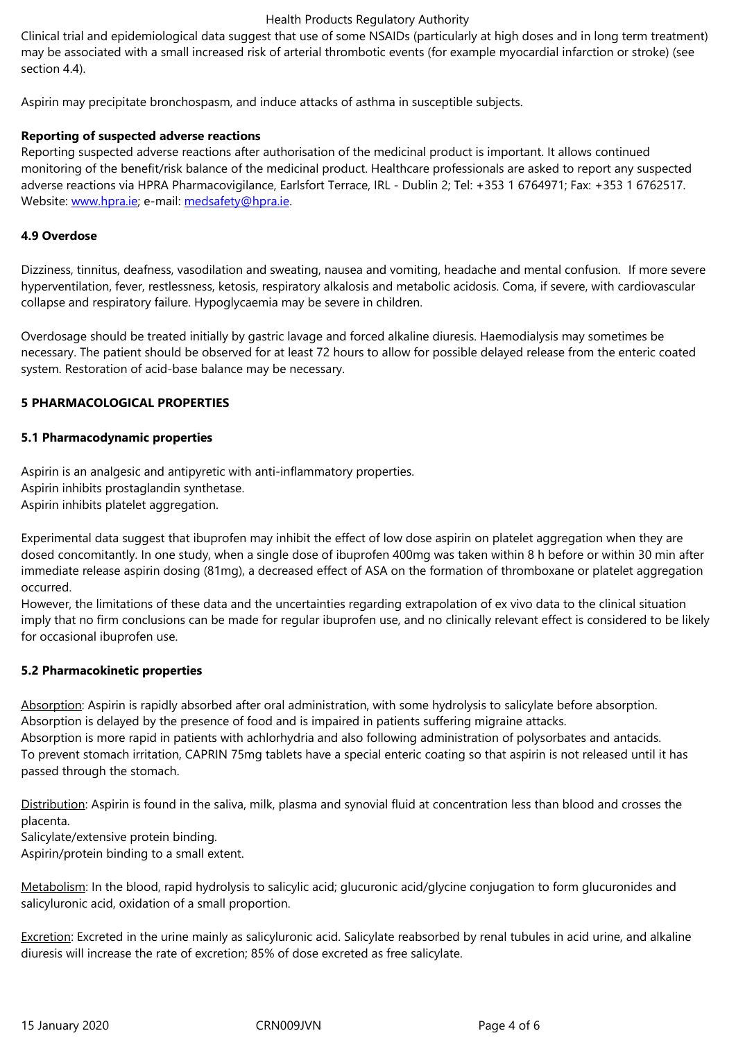Clinical trial and epidemiological data suggest that use of some NSAIDs (particularly at high doses and in long term treatment) may be associated with a small increased risk of arterial thrombotic events (for example myocardial infarction or stroke) (see section 4.4).

Aspirin may precipitate bronchospasm, and induce attacks of asthma in susceptible subjects.

**Reporting of suspected adverse reactions**

Reporting suspected adverse reactions after authorisation of the medicinal product is important. It allows continued monitoring of the benefit/risk balance of the medicinal product. Healthcare professionals are asked to report any suspected adverse reactions via HPRA Pharmacovigilance, Earlsfort Terrace, IRL - Dublin 2; Tel: +353 1 6764971; Fax: +353 1 6762517. Website: www.hpra.ie; e-mail: medsafety@hpra.ie.

## 4.9 Overdose

Dizziness, tinnitus, deafness, vasodilation and sweating, nausea and vomiting, headache and mental confusion. If more severe hyperventilation, fever, restlessness, ketosis, respiratory alkalosis and metabolic acidosis. Coma, if severe, with cardiovascular collapse and respiratory failure. Hypoglycaemia may be severe in children.

Overdosage should be treated initially by gastric lavage and forced alkaline diuresis. Haemodialysis may sometimes be necessary. The patient should be observed for at least 72 hours to allow for possible delayed release from the enteric coated system. Restoration of acid-base balance may be necessary.

# 5 PHARMACOLOGICAL PROPERTIES

## 5.1 Pharmacodynamic properties

Aspirin is an analgesic and antipyretic with anti-inflammatory properties.
Aspirin inhibits prostaglandin synthetase.
Aspirin inhibits platelet aggregation.

Experimental data suggest that ibuprofen may inhibit the effect of low dose aspirin on platelet aggregation when they are dosed concomitantly. In one study, when a single dose of ibuprofen 400mg was taken within 8 h before or within 30 min after immediate release aspirin dosing (81mg), a decreased effect of ASA on the formation of thromboxane or platelet aggregation occurred.
However, the limitations of these data and the uncertainties regarding extrapolation of ex vivo data to the clinical situation imply that no firm conclusions can be made for regular ibuprofen use, and no clinically relevant effect is considered to be likely for occasional ibuprofen use.

## 5.2 Pharmacokinetic properties

Absorption: Aspirin is rapidly absorbed after oral administration, with some hydrolysis to salicylate before absorption. Absorption is delayed by the presence of food and is impaired in patients suffering migraine attacks.
Absorption is more rapid in patients with achlorhydria and also following administration of polysorbates and antacids.
To prevent stomach irritation, CAPRIN 75mg tablets have a special enteric coating so that aspirin is not released until it has passed through the stomach.

Distribution: Aspirin is found in the saliva, milk, plasma and synovial fluid at concentration less than blood and crosses the placenta.
Salicylate/extensive protein binding.
Aspirin/protein binding to a small extent.

Metabolism: In the blood, rapid hydrolysis to salicylic acid; glucuronic acid/glycine conjugation to form glucuronides and salicyluronic acid, oxidation of a small proportion.

Excretion: Excreted in the urine mainly as salicyluronic acid. Salicylate reabsorbed by renal tubules in acid urine, and alkaline diuresis will increase the rate of excretion; 85% of dose excreted as free salicylate.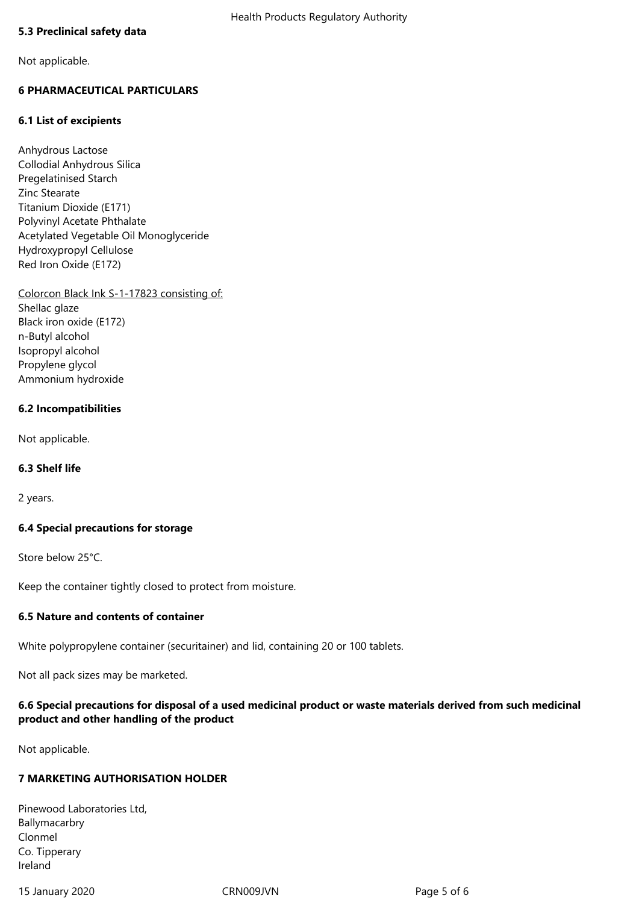## 5.3 Preclinical safety data

Not applicable.

# 6 PHARMACEUTICAL PARTICULARS

## 6.1 List of excipients

Anhydrous Lactose
Collodial Anhydrous Silica
Pregelatinised Starch
Zinc Stearate
Titanium Dioxide (E171)
Polyvinyl Acetate Phthalate
Acetylated Vegetable Oil Monoglyceride
Hydroxypropyl Cellulose
Red Iron Oxide (E172)

Colorcon Black Ink S-1-17823 consisting of:
Shellac glaze
Black iron oxide (E172)
n-Butyl alcohol
Isopropyl alcohol
Propylene glycol
Ammonium hydroxide

## 6.2 Incompatibilities

Not applicable.

## 6.3 Shelf life

2 years.

## 6.4 Special precautions for storage

Store below 25°C.

Keep the container tightly closed to protect from moisture.

## 6.5 Nature and contents of container

White polypropylene container (securitainer) and lid, containing 20 or 100 tablets.

Not all pack sizes may be marketed.

## 6.6 Special precautions for disposal of a used medicinal product or waste materials derived from such medicinal product and other handling of the product

Not applicable.

# 7 MARKETING AUTHORISATION HOLDER

Pinewood Laboratories Ltd,
Ballymacarbry
Clonmel
Co. Tipperary
Ireland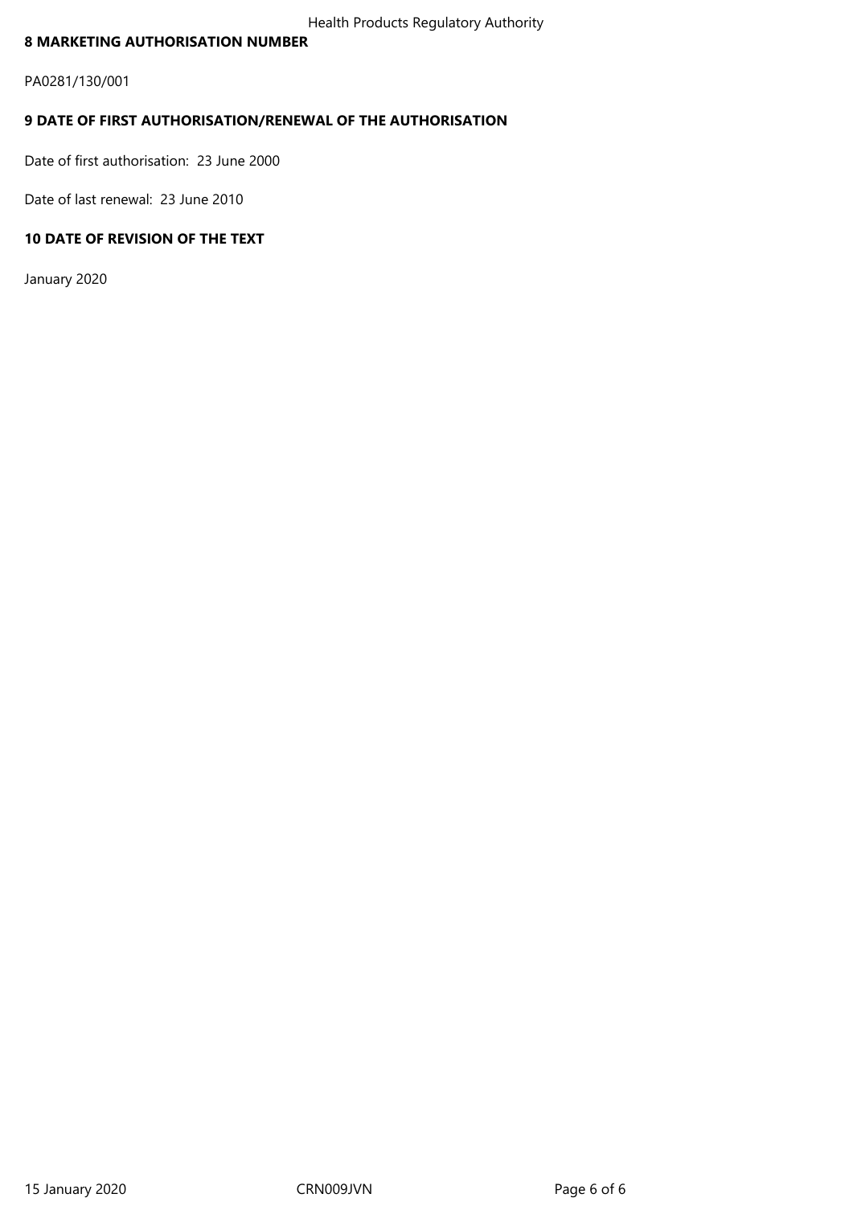## 8 MARKETING AUTHORISATION NUMBER

PA0281/130/001

## 9 DATE OF FIRST AUTHORISATION/RENEWAL OF THE AUTHORISATION

Date of first authorisation: 23 June 2000

Date of last renewal: 23 June 2010

## 10 DATE OF REVISION OF THE TEXT

January 2020